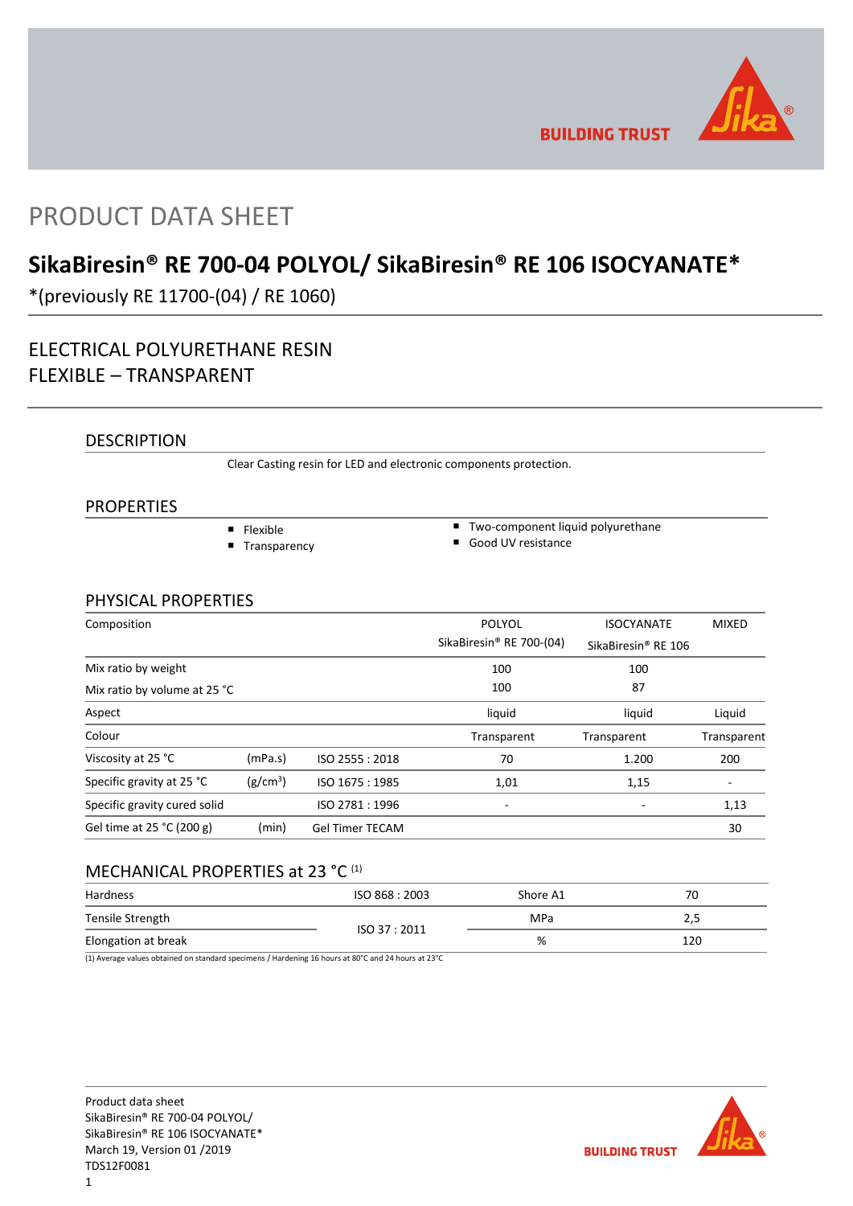# PRODUCT DATA SHEET

## SikaBiresin® RE 700-04 POLYOL/ SikaBiresin® RE 106 ISOCYANATE*

*(previously RE 11700-(04) / RE 1060)

ELECTRICAL POLYURETHANE RESIN
FLEXIBLE – TRANSPARENT

### DESCRIPTION

Clear Casting resin for LED and electronic components protection.

### PROPERTIES

- Flexible
- Transparency
- Two-component liquid polyurethane
- Good UV resistance

### PHYSICAL PROPERTIES

| Composition | | | POLYOL SikaBiresin® RE 700-(04) | ISOCYANATE SikaBiresin® RE 106 | MIXED |
|---|---|---|---|---|---|
| Mix ratio by weight | | | 100 | 100 | |
| Mix ratio by volume at 25 °C | | | 100 | 87 | |
| Aspect | | | liquid | liquid | Liquid |
| Colour | | | Transparent | Transparent | Transparent |
| Viscosity at 25 °C | (mPa.s) | ISO 2555 : 2018 | 70 | 1.200 | 200 |
| Specific gravity at 25 °C | ($g/cm^3$) | ISO 1675 : 1985 | 1,01 | 1,15 | - |
| Specific gravity cured solid | | ISO 2781 : 1996 | - | - | 1,13 |
| Gel time at 25 °C (200 g) | (min) | Gel Timer TECAM | | | 30 |

### MECHANICAL PROPERTIES at 23 °C [(1)]

| | | | |
|---|---|---|---|
| Hardness | ISO 868 : 2003 | Shore A1 | 70 |
| Tensile Strength | ISO 37 : 2011 | MPa | 2,5 |
| Elongation at break | ISO 37 : 2011 | % | 120 |

(1) Average values obtained on standard specimens / Hardening 16 hours at 80°C and 24 hours at 23°C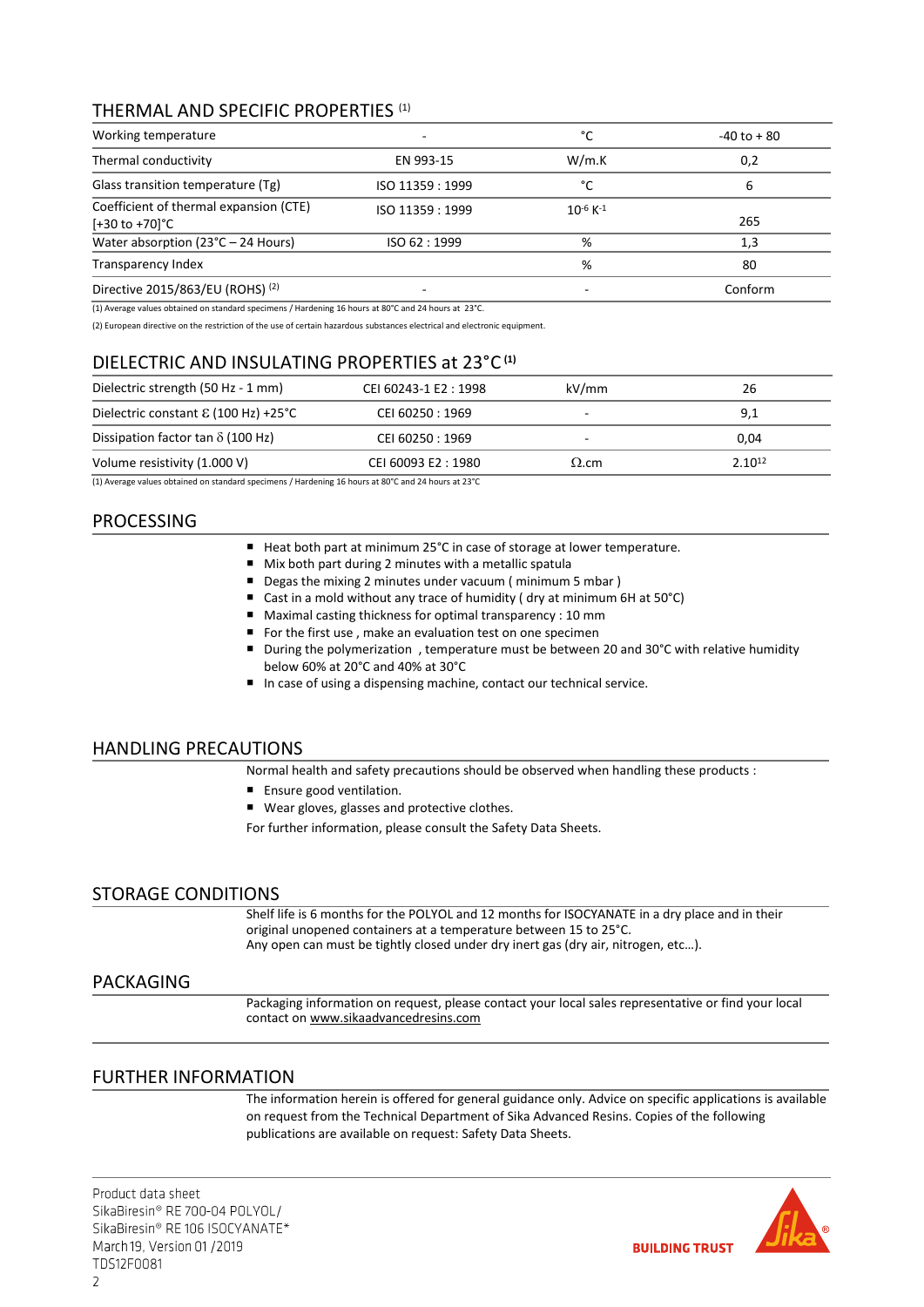## THERMAL AND SPECIFIC PROPERTIES [1]

| Property | Standard | Unit | Value |
|---|---|---|---|
| Working temperature | - | °C | -40 to + 80 |
| Thermal conductivity | EN 993-15 | W/m.K | 0,2 |
| Glass transition temperature (Tg) | ISO 11359 : 1999 | °C | 6 |
| Coefficient of thermal expansion (CTE) [+30 to +70]°C | ISO 11359 : 1999 | $10^{-6}$ $K^{-1}$ | 265 |
| Water absorption (23°C – 24 Hours) | ISO 62 : 1999 | % | 1,3 |
| Transparency Index | | % | 80 |
| Directive 2015/863/EU (ROHS) [2] | - | - | Conform |

(1) Average values obtained on standard specimens / Hardening 16 hours at 80°C and 24 hours at 23°C.

(2) European directive on the restriction of the use of certain hazardous substances electrical and electronic equipment.

## DIELECTRIC AND INSULATING PROPERTIES at 23°C [1]

| Property | Standard | Unit | Value |
|---|---|---|---|
| Dielectric strength (50 Hz - 1 mm) | CEI 60243-1 E2 : 1998 | kV/mm | 26 |
| Dielectric constant $\varepsilon$ (100 Hz) +25°C | CEI 60250 : 1969 | - | 9,1 |
| Dissipation factor tan $\delta$ (100 Hz) | CEI 60250 : 1969 | - | 0,04 |
| Volume resistivity (1.000 V) | CEI 60093 E2 : 1980 | $\Omega$.cm | $2.10^{12}$ |

(1) Average values obtained on standard specimens / Hardening 16 hours at 80°C and 24 hours at 23°C

## PROCESSING

- Heat both part at minimum 25°C in case of storage at lower temperature.
- Mix both part during 2 minutes with a metallic spatula
- Degas the mixing 2 minutes under vacuum ( minimum 5 mbar )
- Cast in a mold without any trace of humidity ( dry at minimum 6H at 50°C)
- Maximal casting thickness for optimal transparency : 10 mm
- For the first use , make an evaluation test on one specimen
- During the polymerization , temperature must be between 20 and 30°C with relative humidity below 60% at 20°C and 40% at 30°C
- In case of using a dispensing machine, contact our technical service.

## HANDLING PRECAUTIONS

Normal health and safety precautions should be observed when handling these products :

- Ensure good ventilation.
- Wear gloves, glasses and protective clothes.

For further information, please consult the Safety Data Sheets.

## STORAGE CONDITIONS

Shelf life is 6 months for the POLYOL and 12 months for ISOCYANATE in a dry place and in their original unopened containers at a temperature between 15 to 25°C.
Any open can must be tightly closed under dry inert gas (dry air, nitrogen, etc…).

## PACKAGING

Packaging information on request, please contact your local sales representative or find your local contact on www.sikaadvancedresins.com

## FURTHER INFORMATION

The information herein is offered for general guidance only. Advice on specific applications is available on request from the Technical Department of Sika Advanced Resins. Copies of the following publications are available on request: Safety Data Sheets.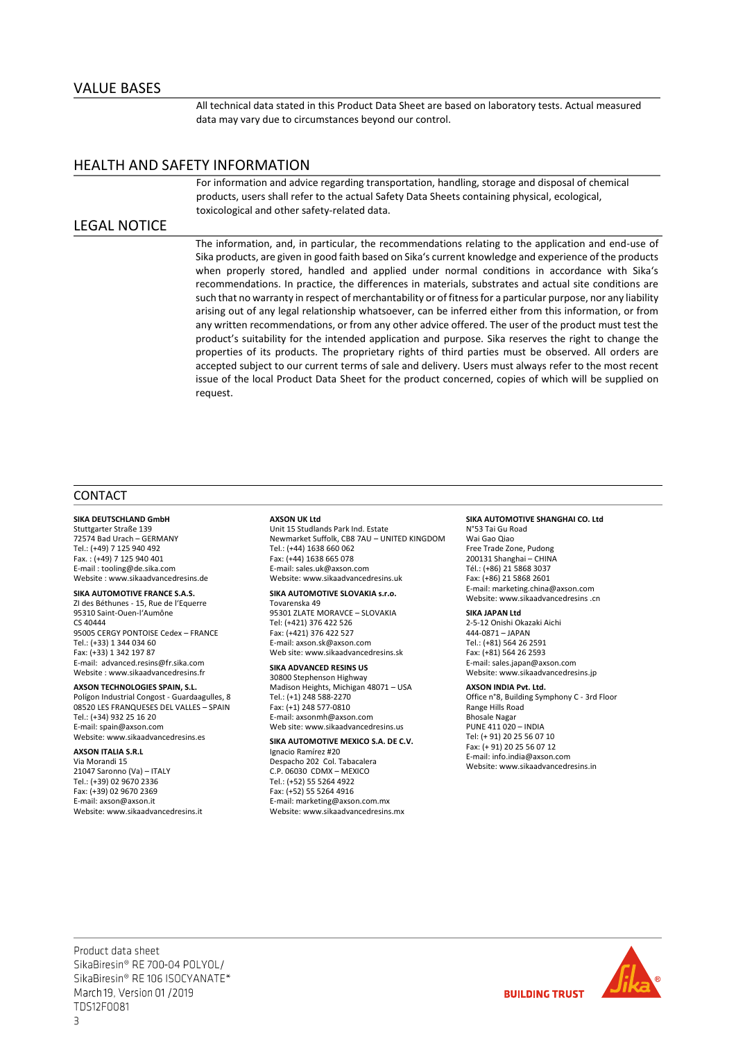## VALUE BASES

All technical data stated in this Product Data Sheet are based on laboratory tests. Actual measured data may vary due to circumstances beyond our control.

## HEALTH AND SAFETY INFORMATION

For information and advice regarding transportation, handling, storage and disposal of chemical products, users shall refer to the actual Safety Data Sheets containing physical, ecological, toxicological and other safety-related data.

## LEGAL NOTICE

The information, and, in particular, the recommendations relating to the application and end-use of Sika products, are given in good faith based on Sika's current knowledge and experience of the products when properly stored, handled and applied under normal conditions in accordance with Sika's recommendations. In practice, the differences in materials, substrates and actual site conditions are such that no warranty in respect of merchantability or of fitness for a particular purpose, nor any liability arising out of any legal relationship whatsoever, can be inferred either from this information, or from any written recommendations, or from any other advice offered. The user of the product must test the product's suitability for the intended application and purpose. Sika reserves the right to change the properties of its products. The proprietary rights of third parties must be observed. All orders are accepted subject to our current terms of sale and delivery. Users must always refer to the most recent issue of the local Product Data Sheet for the product concerned, copies of which will be supplied on request.

## CONTACT

**SIKA DEUTSCHLAND GmbH**
Stuttgarter Straße 139
72574 Bad Urach – GERMANY
Tel.: (+49) 7 125 940 492
Fax. : (+49) 7 125 940 401
E-mail : tooling@de.sika.com
Website : www.sikaadvancedresins.de

**SIKA AUTOMOTIVE FRANCE S.A.S.**
ZI des Béthunes - 15, Rue de l'Equerre
95310 Saint-Ouen-l'Aumône
CS 40444
95005 CERGY PONTOISE Cedex – FRANCE
Tel.: (+33) 1 344 034 60
Fax: (+33) 1 342 197 87
E-mail: advanced.resins@fr.sika.com
Website : www.sikaadvancedresins.fr

**AXSON TECHNOLOGIES SPAIN, S.L.**
Polígon Industrial Congost - Guardaagulles, 8
08520 LES FRANQUESES DEL VALLES – SPAIN
Tel.: (+34) 932 25 16 20
E-mail: spain@axson.com
Website: www.sikaadvancedresins.es

**AXSON ITALIA S.R.L**
Via Morandi 15
21047 Saronno (Va) – ITALY
Tel.: (+39) 02 9670 2336
Fax: (+39) 02 9670 2369
E-mail: axson@axson.it
Website: www.sikaadvancedresins.it

**AXSON UK Ltd**
Unit 15 Studlands Park Ind. Estate
Newmarket Suffolk, CB8 7AU – UNITED KINGDOM
Tel.: (+44) 1638 660 062
Fax: (+44) 1638 665 078
E-mail: sales.uk@axson.com
Website: www.sikaadvancedresins.uk

**SIKA AUTOMOTIVE SLOVAKIA s.r.o.**
Tovarenska 49
95301 ZLATE MORAVCE – SLOVAKIA
Tel: (+421) 376 422 526
Fax: (+421) 376 422 527
E-mail: axson.sk@axson.com
Web site: www.sikaadvancedresins.sk

**SIKA ADVANCED RESINS US**
30800 Stephenson Highway
Madison Heights, Michigan 48071 – USA
Tel.: (+1) 248 588-2270
Fax: (+1) 248 577-0810
E-mail: axsonmh@axson.com
Web site: www.sikaadvancedresins.us

**SIKA AUTOMOTIVE MEXICO S.A. DE C.V.**
Ignacio Ramírez #20
Despacho 202 Col. Tabacalera
C.P. 06030 CDMX – MEXICO
Tel.: (+52) 55 5264 4922
Fax: (+52) 55 5264 4916
E-mail: marketing@axson.com.mx
Website: www.sikaadvancedresins.mx

**SIKA AUTOMOTIVE SHANGHAI CO. Ltd**
N°53 Tai Gu Road
Wai Gao Qiao
Free Trade Zone, Pudong
200131 Shanghai – CHINA
Tél.: (+86) 21 5868 3037
Fax: (+86) 21 5868 2601
E-mail: marketing.china@axson.com
Website: www.sikaadvancedresins .cn

**SIKA JAPAN Ltd**
2-5-12 Onishi Okazaki Aichi
444-0871 – JAPAN
Tel.: (+81) 564 26 2591
Fax: (+81) 564 26 2593
E-mail: sales.japan@axson.com
Website: www.sikaadvancedresins.jp

**AXSON INDIA Pvt. Ltd.**
Office n°8, Building Symphony C - 3rd Floor
Range Hills Road
Bhosale Nagar
PUNE 411 020 – INDIA
Tel: (+ 91) 20 25 56 07 10
Fax: (+ 91) 20 25 56 07 12
E-mail: info.india@axson.com
Website: www.sikaadvancedresins.in

Product data sheet
SikaBiresin® RE 700-04 POLYOL/
SikaBiresin® RE 106 ISOCYANATE*
March19, Version 01 /2019
TDS12F0081

BUILDING TRUST